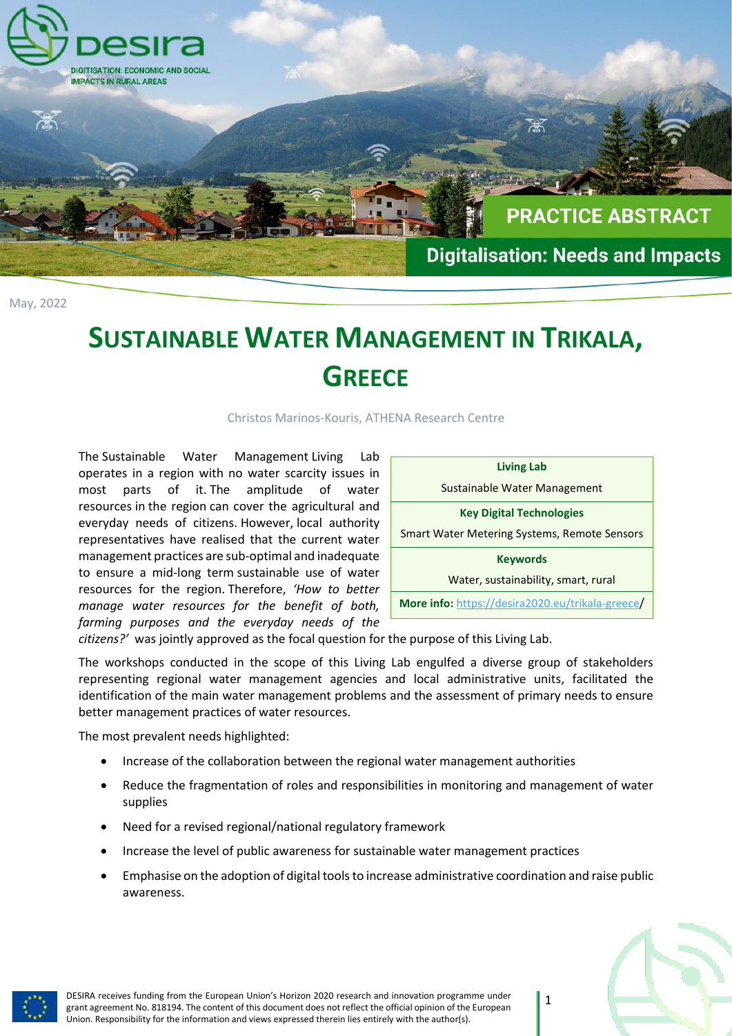DESIRA

DIGITISATION: ECONOMIC AND SOCIAL IMPACTS IN RURAL AREAS

PRACTICE ABSTRACT

Digitalisation: Needs and Impacts

May, 2022

# SUSTAINABLE WATER MANAGEMENT IN TRIKALA, GREECE

Christos Marinos-Kouris, ATHENA Research Centre

| |
|---|
| **Living Lab** |
| Sustainable Water Management |
| **Key Digital Technologies** |
| Smart Water Metering Systems, Remote Sensors |
| **Keywords** |
| Water, sustainability, smart, rural |
| **More info:** https://desira2020.eu/trikala-greece/ |

The Sustainable Water Management Living Lab operates in a region with no water scarcity issues in most parts of it. The amplitude of water resources in the region can cover the agricultural and everyday needs of citizens. However, local authority representatives have realised that the current water management practices are sub-optimal and inadequate to ensure a mid-long term sustainable use of water resources for the region. Therefore, *'How to better manage water resources for the benefit of both, farming purposes and the everyday needs of the citizens?'* was jointly approved as the focal question for the purpose of this Living Lab.

The workshops conducted in the scope of this Living Lab engulfed a diverse group of stakeholders representing regional water management agencies and local administrative units, facilitated the identification of the main water management problems and the assessment of primary needs to ensure better management practices of water resources.

The most prevalent needs highlighted:

- Increase of the collaboration between the regional water management authorities
- Reduce the fragmentation of roles and responsibilities in monitoring and management of water supplies
- Need for a revised regional/national regulatory framework
- Increase the level of public awareness for sustainable water management practices
- Emphasise on the adoption of digital tools to increase administrative coordination and raise public awareness.

DESIRA receives funding from the European Union's Horizon 2020 research and innovation programme under grant agreement No. 818194. The content of this document does not reflect the official opinion of the European Union. Responsibility for the information and views expressed therein lies entirely with the author(s).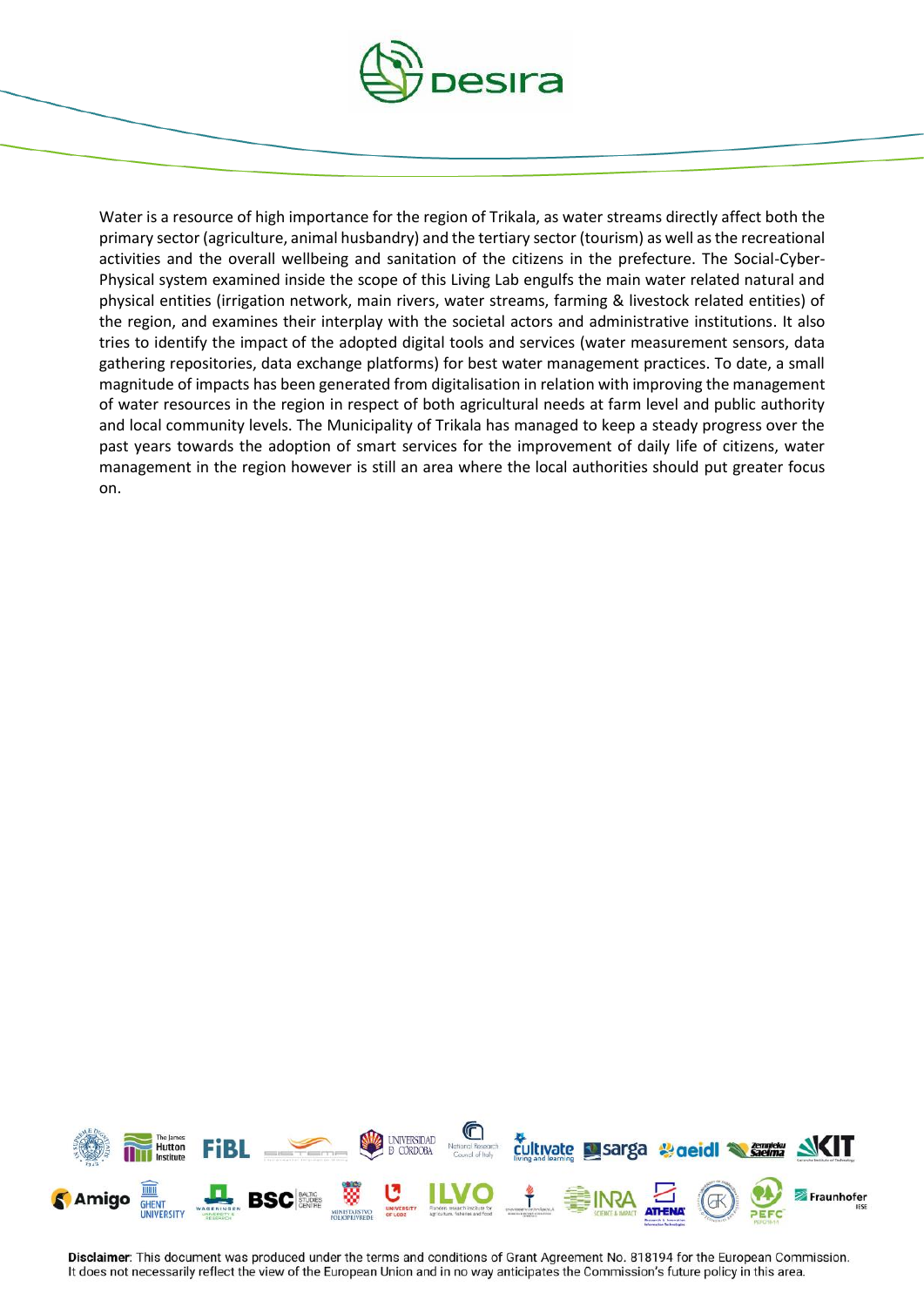Water is a resource of high importance for the region of Trikala, as water streams directly affect both the primary sector (agriculture, animal husbandry) and the tertiary sector (tourism) as well as the recreational activities and the overall wellbeing and sanitation of the citizens in the prefecture. The Social-Cyber-Physical system examined inside the scope of this Living Lab engulfs the main water related natural and physical entities (irrigation network, main rivers, water streams, farming & livestock related entities) of the region, and examines their interplay with the societal actors and administrative institutions. It also tries to identify the impact of the adopted digital tools and services (water measurement sensors, data gathering repositories, data exchange platforms) for best water management practices. To date, a small magnitude of impacts has been generated from digitalisation in relation with improving the management of water resources in the region in respect of both agricultural needs at farm level and public authority and local community levels. The Municipality of Trikala has managed to keep a steady progress over the past years towards the adoption of smart services for the improvement of daily life of citizens, water management in the region however is still an area where the local authorities should put greater focus on.

**Disclaimer**: This document was produced under the terms and conditions of Grant Agreement No. 818194 for the European Commission. It does not necessarily reflect the view of the European Union and in no way anticipates the Commission's future policy in this area.